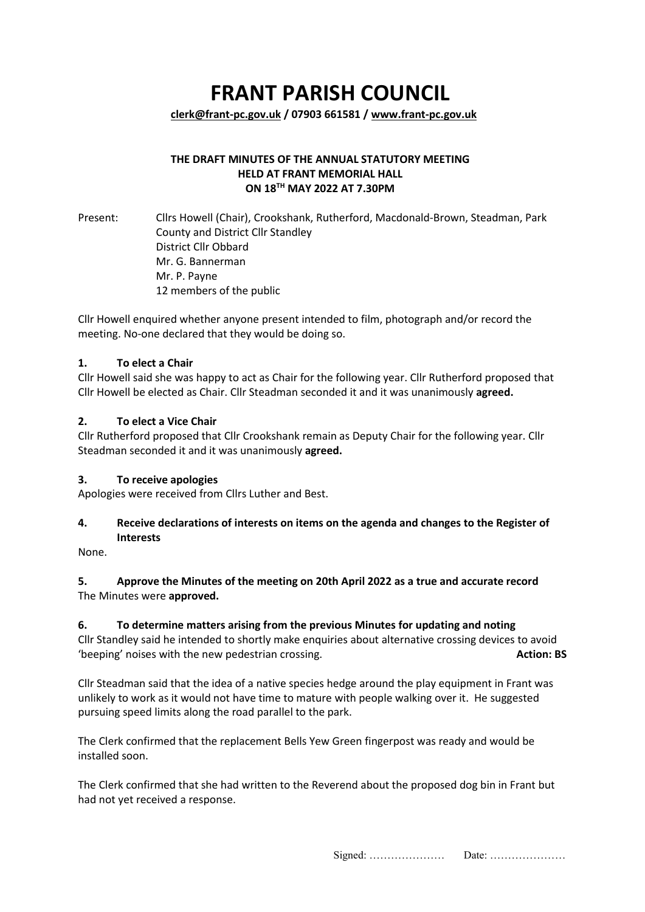# FRANT PARISH COUNCIL

**clerk@frant-pc.gov.uk / 07903 661581 / www.frant-pc.gov.uk**

**THE DRAFT MINUTES OF THE ANNUAL STATUTORY MEETING HELD AT FRANT MEMORIAL HALL ON 18TH MAY 2022 AT 7.30PM**

Present: Cllrs Howell (Chair), Crookshank, Rutherford, Macdonald-Brown, Steadman, Park
County and District Cllr Standley
District Cllr Obbard
Mr. G. Bannerman
Mr. P. Payne
12 members of the public

Cllr Howell enquired whether anyone present intended to film, photograph and/or record the meeting. No-one declared that they would be doing so.

**1. To elect a Chair**

Cllr Howell said she was happy to act as Chair for the following year. Cllr Rutherford proposed that Cllr Howell be elected as Chair. Cllr Steadman seconded it and it was unanimously **agreed.**

**2. To elect a Vice Chair**

Cllr Rutherford proposed that Cllr Crookshank remain as Deputy Chair for the following year. Cllr Steadman seconded it and it was unanimously **agreed.**

**3. To receive apologies**

Apologies were received from Cllrs Luther and Best.

**4. Receive declarations of interests on items on the agenda and changes to the Register of Interests**

None.

**5. Approve the Minutes of the meeting on 20th April 2022 as a true and accurate record**

The Minutes were **approved.**

**6. To determine matters arising from the previous Minutes for updating and noting**

Cllr Standley said he intended to shortly make enquiries about alternative crossing devices to avoid 'beeping' noises with the new pedestrian crossing. **Action: BS**

Cllr Steadman said that the idea of a native species hedge around the play equipment in Frant was unlikely to work as it would not have time to mature with people walking over it. He suggested pursuing speed limits along the road parallel to the park.

The Clerk confirmed that the replacement Bells Yew Green fingerpost was ready and would be installed soon.

The Clerk confirmed that she had written to the Reverend about the proposed dog bin in Frant but had not yet received a response.

Signed: ………………… Date: …………………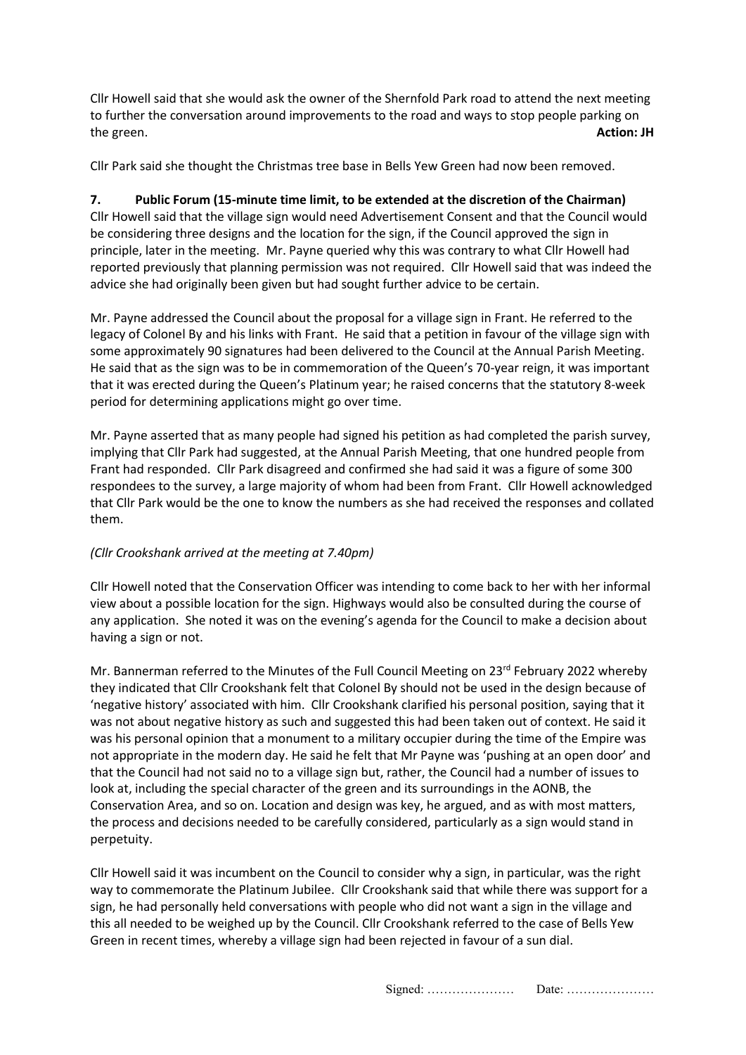Cllr Howell said that she would ask the owner of the Shernfold Park road to attend the next meeting to further the conversation around improvements to the road and ways to stop people parking on the green. **Action: JH**

Cllr Park said she thought the Christmas tree base in Bells Yew Green had now been removed.

**7. Public Forum (15-minute time limit, to be extended at the discretion of the Chairman)**

Cllr Howell said that the village sign would need Advertisement Consent and that the Council would be considering three designs and the location for the sign, if the Council approved the sign in principle, later in the meeting. Mr. Payne queried why this was contrary to what Cllr Howell had reported previously that planning permission was not required. Cllr Howell said that was indeed the advice she had originally been given but had sought further advice to be certain.

Mr. Payne addressed the Council about the proposal for a village sign in Frant. He referred to the legacy of Colonel By and his links with Frant. He said that a petition in favour of the village sign with some approximately 90 signatures had been delivered to the Council at the Annual Parish Meeting. He said that as the sign was to be in commemoration of the Queen's 70-year reign, it was important that it was erected during the Queen's Platinum year; he raised concerns that the statutory 8-week period for determining applications might go over time.

Mr. Payne asserted that as many people had signed his petition as had completed the parish survey, implying that Cllr Park had suggested, at the Annual Parish Meeting, that one hundred people from Frant had responded. Cllr Park disagreed and confirmed she had said it was a figure of some 300 respondees to the survey, a large majority of whom had been from Frant. Cllr Howell acknowledged that Cllr Park would be the one to know the numbers as she had received the responses and collated them.

*(Cllr Crookshank arrived at the meeting at 7.40pm)*

Cllr Howell noted that the Conservation Officer was intending to come back to her with her informal view about a possible location for the sign. Highways would also be consulted during the course of any application. She noted it was on the evening's agenda for the Council to make a decision about having a sign or not.

Mr. Bannerman referred to the Minutes of the Full Council Meeting on 23rd February 2022 whereby they indicated that Cllr Crookshank felt that Colonel By should not be used in the design because of 'negative history' associated with him. Cllr Crookshank clarified his personal position, saying that it was not about negative history as such and suggested this had been taken out of context. He said it was his personal opinion that a monument to a military occupier during the time of the Empire was not appropriate in the modern day. He said he felt that Mr Payne was 'pushing at an open door' and that the Council had not said no to a village sign but, rather, the Council had a number of issues to look at, including the special character of the green and its surroundings in the AONB, the Conservation Area, and so on. Location and design was key, he argued, and as with most matters, the process and decisions needed to be carefully considered, particularly as a sign would stand in perpetuity.

Cllr Howell said it was incumbent on the Council to consider why a sign, in particular, was the right way to commemorate the Platinum Jubilee. Cllr Crookshank said that while there was support for a sign, he had personally held conversations with people who did not want a sign in the village and this all needed to be weighed up by the Council. Cllr Crookshank referred to the case of Bells Yew Green in recent times, whereby a village sign had been rejected in favour of a sun dial.

Signed: ………………… Date: …………………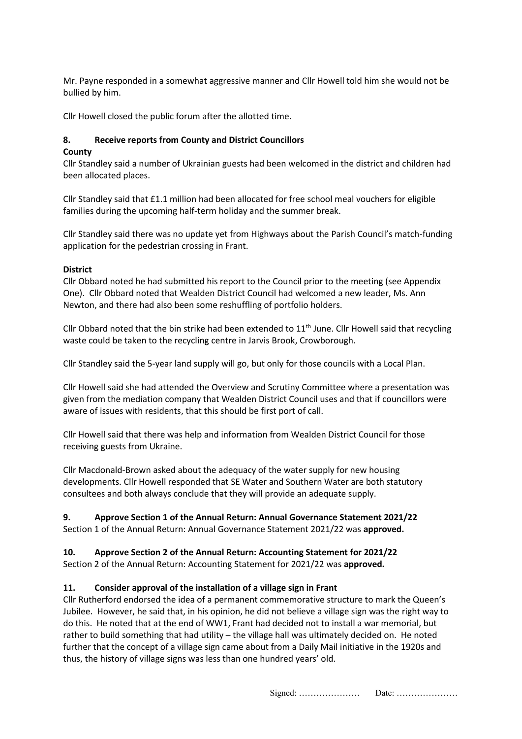Mr. Payne responded in a somewhat aggressive manner and Cllr Howell told him she would not be bullied by him.

Cllr Howell closed the public forum after the allotted time.

## 8. Receive reports from County and District Councillors

**County**

Cllr Standley said a number of Ukrainian guests had been welcomed in the district and children had been allocated places.

Cllr Standley said that £1.1 million had been allocated for free school meal vouchers for eligible families during the upcoming half-term holiday and the summer break.

Cllr Standley said there was no update yet from Highways about the Parish Council's match-funding application for the pedestrian crossing in Frant.

**District**

Cllr Obbard noted he had submitted his report to the Council prior to the meeting (see Appendix One). Cllr Obbard noted that Wealden District Council had welcomed a new leader, Ms. Ann Newton, and there had also been some reshuffling of portfolio holders.

Cllr Obbard noted that the bin strike had been extended to 11th June. Cllr Howell said that recycling waste could be taken to the recycling centre in Jarvis Brook, Crowborough.

Cllr Standley said the 5-year land supply will go, but only for those councils with a Local Plan.

Cllr Howell said she had attended the Overview and Scrutiny Committee where a presentation was given from the mediation company that Wealden District Council uses and that if councillors were aware of issues with residents, that this should be first port of call.

Cllr Howell said that there was help and information from Wealden District Council for those receiving guests from Ukraine.

Cllr Macdonald-Brown asked about the adequacy of the water supply for new housing developments. Cllr Howell responded that SE Water and Southern Water are both statutory consultees and both always conclude that they will provide an adequate supply.

## 9. Approve Section 1 of the Annual Return: Annual Governance Statement 2021/22

Section 1 of the Annual Return: Annual Governance Statement 2021/22 was **approved.**

## 10. Approve Section 2 of the Annual Return: Accounting Statement for 2021/22

Section 2 of the Annual Return: Accounting Statement for 2021/22 was **approved.**

## 11. Consider approval of the installation of a village sign in Frant

Cllr Rutherford endorsed the idea of a permanent commemorative structure to mark the Queen's Jubilee. However, he said that, in his opinion, he did not believe a village sign was the right way to do this. He noted that at the end of WW1, Frant had decided not to install a war memorial, but rather to build something that had utility – the village hall was ultimately decided on. He noted further that the concept of a village sign came about from a Daily Mail initiative in the 1920s and thus, the history of village signs was less than one hundred years' old.

Signed: ………………… Date: …………………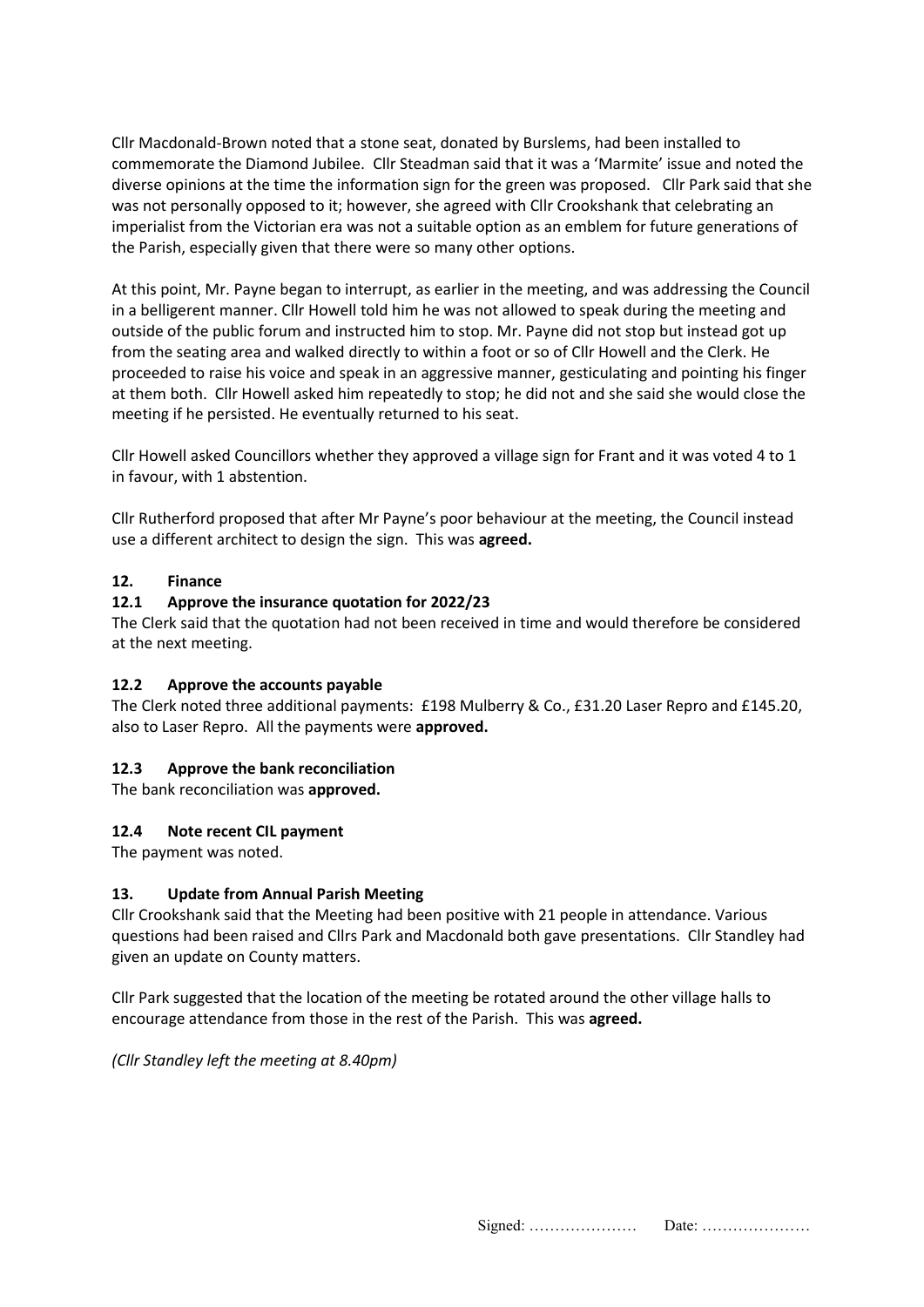Cllr Macdonald-Brown noted that a stone seat, donated by Burslems, had been installed to commemorate the Diamond Jubilee. Cllr Steadman said that it was a 'Marmite' issue and noted the diverse opinions at the time the information sign for the green was proposed. Cllr Park said that she was not personally opposed to it; however, she agreed with Cllr Crookshank that celebrating an imperialist from the Victorian era was not a suitable option as an emblem for future generations of the Parish, especially given that there were so many other options.

At this point, Mr. Payne began to interrupt, as earlier in the meeting, and was addressing the Council in a belligerent manner. Cllr Howell told him he was not allowed to speak during the meeting and outside of the public forum and instructed him to stop. Mr. Payne did not stop but instead got up from the seating area and walked directly to within a foot or so of Cllr Howell and the Clerk. He proceeded to raise his voice and speak in an aggressive manner, gesticulating and pointing his finger at them both. Cllr Howell asked him repeatedly to stop; he did not and she said she would close the meeting if he persisted. He eventually returned to his seat.

Cllr Howell asked Councillors whether they approved a village sign for Frant and it was voted 4 to 1 in favour, with 1 abstention.

Cllr Rutherford proposed that after Mr Payne's poor behaviour at the meeting, the Council instead use a different architect to design the sign. This was **agreed.**

### 12. Finance

#### 12.1 Approve the insurance quotation for 2022/23

The Clerk said that the quotation had not been received in time and would therefore be considered at the next meeting.

#### 12.2 Approve the accounts payable

The Clerk noted three additional payments: £198 Mulberry & Co., £31.20 Laser Repro and £145.20, also to Laser Repro. All the payments were **approved.**

#### 12.3 Approve the bank reconciliation

The bank reconciliation was **approved.**

#### 12.4 Note recent CIL payment

The payment was noted.

### 13. Update from Annual Parish Meeting

Cllr Crookshank said that the Meeting had been positive with 21 people in attendance. Various questions had been raised and Cllrs Park and Macdonald both gave presentations. Cllr Standley had given an update on County matters.

Cllr Park suggested that the location of the meeting be rotated around the other village halls to encourage attendance from those in the rest of the Parish. This was **agreed.**

*(Cllr Standley left the meeting at 8.40pm)*

Signed: ………………… Date: …………………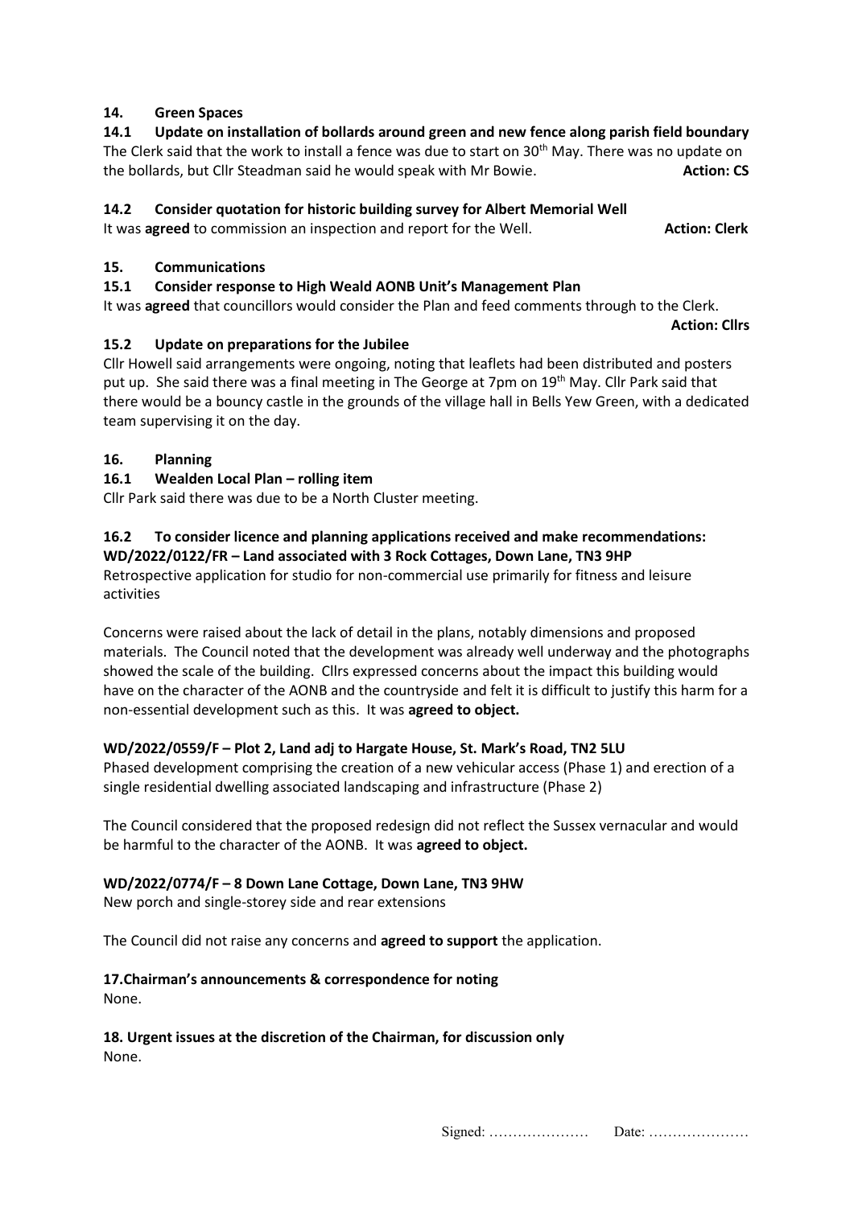### 14. Green Spaces

**14.1 Update on installation of bollards around green and new fence along parish field boundary**

The Clerk said that the work to install a fence was due to start on 30th May. There was no update on the bollards, but Cllr Steadman said he would speak with Mr Bowie. **Action: CS**

**14.2 Consider quotation for historic building survey for Albert Memorial Well**

It was **agreed** to commission an inspection and report for the Well. **Action: Clerk**

### 15. Communications

**15.1 Consider response to High Weald AONB Unit's Management Plan**

It was **agreed** that councillors would consider the Plan and feed comments through to the Clerk.

**Action: Cllrs**

**15.2 Update on preparations for the Jubilee**

Cllr Howell said arrangements were ongoing, noting that leaflets had been distributed and posters put up. She said there was a final meeting in The George at 7pm on 19th May. Cllr Park said that there would be a bouncy castle in the grounds of the village hall in Bells Yew Green, with a dedicated team supervising it on the day.

### 16. Planning

**16.1 Wealden Local Plan – rolling item**

Cllr Park said there was due to be a North Cluster meeting.

**16.2 To consider licence and planning applications received and make recommendations:**

**WD/2022/0122/FR – Land associated with 3 Rock Cottages, Down Lane, TN3 9HP**

Retrospective application for studio for non-commercial use primarily for fitness and leisure activities

Concerns were raised about the lack of detail in the plans, notably dimensions and proposed materials. The Council noted that the development was already well underway and the photographs showed the scale of the building. Cllrs expressed concerns about the impact this building would have on the character of the AONB and the countryside and felt it is difficult to justify this harm for a non-essential development such as this. It was **agreed to object.**

**WD/2022/0559/F – Plot 2, Land adj to Hargate House, St. Mark's Road, TN2 5LU**

Phased development comprising the creation of a new vehicular access (Phase 1) and erection of a single residential dwelling associated landscaping and infrastructure (Phase 2)

The Council considered that the proposed redesign did not reflect the Sussex vernacular and would be harmful to the character of the AONB. It was **agreed to object.**

**WD/2022/0774/F – 8 Down Lane Cottage, Down Lane, TN3 9HW**

New porch and single-storey side and rear extensions

The Council did not raise any concerns and **agreed to support** the application.

### 17. Chairman's announcements & correspondence for noting

None.

### 18. Urgent issues at the discretion of the Chairman, for discussion only

None.

Signed: ………………… Date: …………………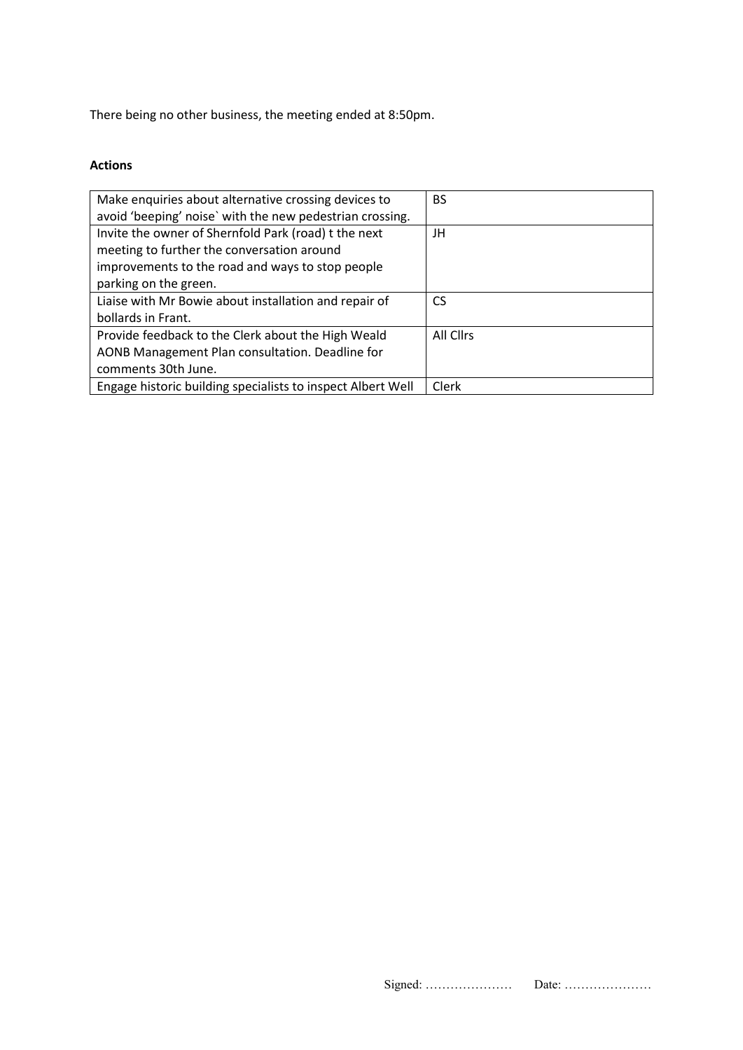There being no other business, the meeting ended at 8:50pm.

**Actions**

| Make enquiries about alternative crossing devices to avoid 'beeping' noise` with the new pedestrian crossing. | BS |
|---|---|
| Invite the owner of Shernfold Park (road) t the next meeting to further the conversation around improvements to the road and ways to stop people parking on the green. | JH |
| Liaise with Mr Bowie about installation and repair of bollards in Frant. | CS |
| Provide feedback to the Clerk about the High Weald AONB Management Plan consultation. Deadline for comments 30th June. | All Cllrs |
| Engage historic building specialists to inspect Albert Well | Clerk |

Signed: ………………… Date: …………………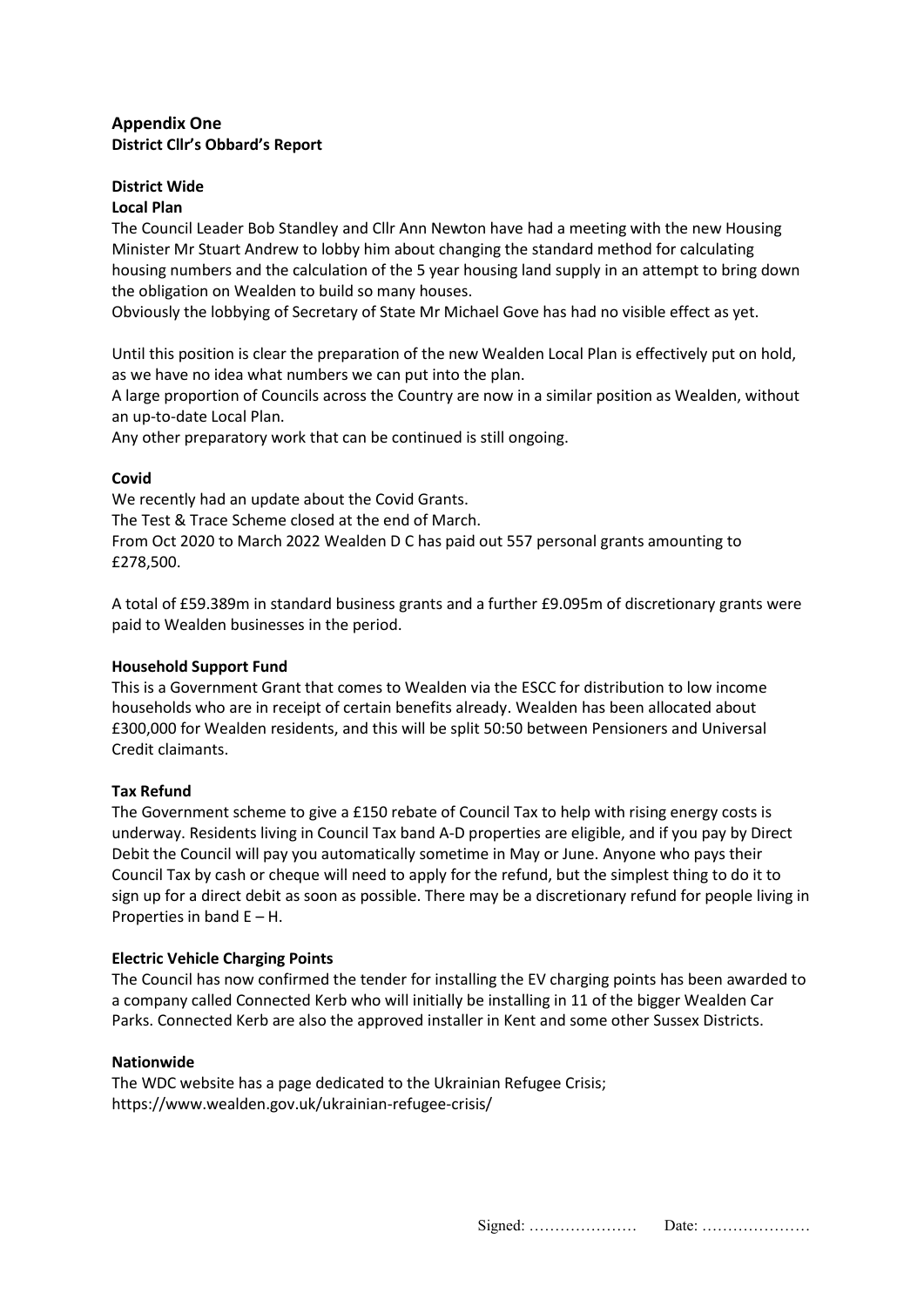## Appendix One

**District Cllr's Obbard's Report**

**District Wide**

**Local Plan**

The Council Leader Bob Standley and Cllr Ann Newton have had a meeting with the new Housing Minister Mr Stuart Andrew to lobby him about changing the standard method for calculating housing numbers and the calculation of the 5 year housing land supply in an attempt to bring down the obligation on Wealden to build so many houses.
Obviously the lobbying of Secretary of State Mr Michael Gove has had no visible effect as yet.

Until this position is clear the preparation of the new Wealden Local Plan is effectively put on hold, as we have no idea what numbers we can put into the plan.
A large proportion of Councils across the Country are now in a similar position as Wealden, without an up-to-date Local Plan.
Any other preparatory work that can be continued is still ongoing.

**Covid**

We recently had an update about the Covid Grants.
The Test & Trace Scheme closed at the end of March.
From Oct 2020 to March 2022 Wealden D C has paid out 557 personal grants amounting to £278,500.

A total of £59.389m in standard business grants and a further £9.095m of discretionary grants were paid to Wealden businesses in the period.

**Household Support Fund**

This is a Government Grant that comes to Wealden via the ESCC for distribution to low income households who are in receipt of certain benefits already. Wealden has been allocated about £300,000 for Wealden residents, and this will be split 50:50 between Pensioners and Universal Credit claimants.

**Tax Refund**

The Government scheme to give a £150 rebate of Council Tax to help with rising energy costs is underway. Residents living in Council Tax band A-D properties are eligible, and if you pay by Direct Debit the Council will pay you automatically sometime in May or June. Anyone who pays their Council Tax by cash or cheque will need to apply for the refund, but the simplest thing to do it to sign up for a direct debit as soon as possible. There may be a discretionary refund for people living in Properties in band E – H.

**Electric Vehicle Charging Points**

The Council has now confirmed the tender for installing the EV charging points has been awarded to a company called Connected Kerb who will initially be installing in 11 of the bigger Wealden Car Parks. Connected Kerb are also the approved installer in Kent and some other Sussex Districts.

**Nationwide**

The WDC website has a page dedicated to the Ukrainian Refugee Crisis;
https://www.wealden.gov.uk/ukrainian-refugee-crisis/

Signed: ………………… Date: …………………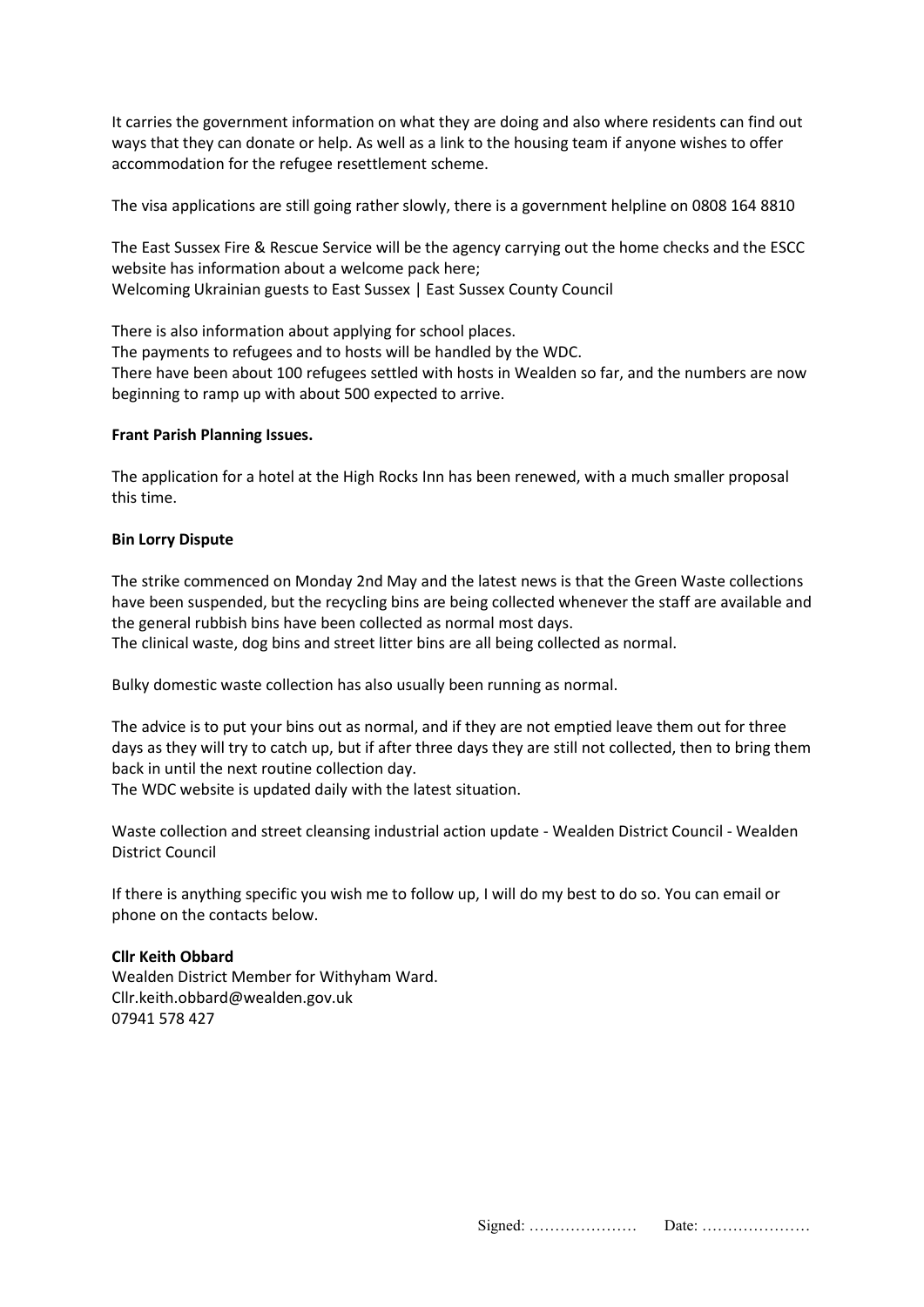It carries the government information on what they are doing and also where residents can find out ways that they can donate or help. As well as a link to the housing team if anyone wishes to offer accommodation for the refugee resettlement scheme.

The visa applications are still going rather slowly, there is a government helpline on 0808 164 8810

The East Sussex Fire & Rescue Service will be the agency carrying out the home checks and the ESCC website has information about a welcome pack here;
Welcoming Ukrainian guests to East Sussex | East Sussex County Council

There is also information about applying for school places.
The payments to refugees and to hosts will be handled by the WDC.
There have been about 100 refugees settled with hosts in Wealden so far, and the numbers are now beginning to ramp up with about 500 expected to arrive.

**Frant Parish Planning Issues.**

The application for a hotel at the High Rocks Inn has been renewed, with a much smaller proposal this time.

**Bin Lorry Dispute**

The strike commenced on Monday 2nd May and the latest news is that the Green Waste collections have been suspended, but the recycling bins are being collected whenever the staff are available and the general rubbish bins have been collected as normal most days.
The clinical waste, dog bins and street litter bins are all being collected as normal.

Bulky domestic waste collection has also usually been running as normal.

The advice is to put your bins out as normal, and if they are not emptied leave them out for three days as they will try to catch up, but if after three days they are still not collected, then to bring them back in until the next routine collection day.
The WDC website is updated daily with the latest situation.

Waste collection and street cleansing industrial action update - Wealden District Council - Wealden District Council

If there is anything specific you wish me to follow up, I will do my best to do so. You can email or phone on the contacts below.

**Cllr Keith Obbard**
Wealden District Member for Withyham Ward.
Cllr.keith.obbard@wealden.gov.uk
07941 578 427

Signed: ………………… Date: …………………